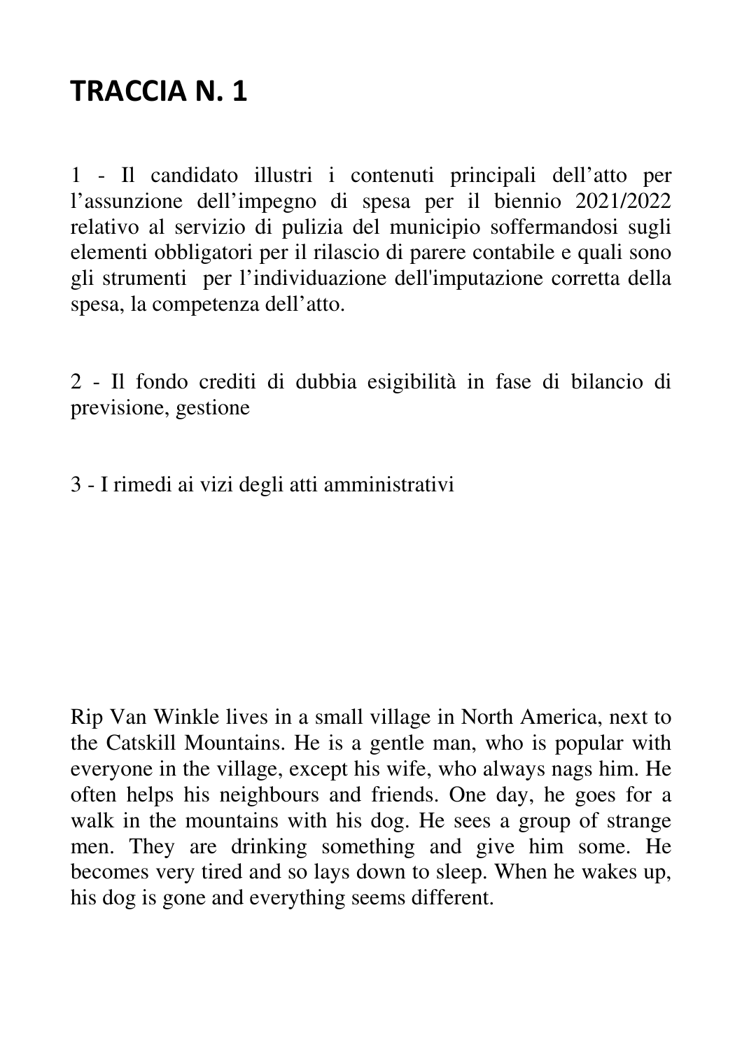# TRACCIA N. 1

1 - Il candidato illustri i contenuti principali dell'atto per l'assunzione dell'impegno di spesa per il biennio 2021/2022 relativo al servizio di pulizia del municipio soffermandosi sugli elementi obbligatori per il rilascio di parere contabile e quali sono gli strumenti per l'individuazione dell'imputazione corretta della spesa, la competenza dell'atto.

2 - Il fondo crediti di dubbia esigibilità in fase di bilancio di previsione, gestione

3 - I rimedi ai vizi degli atti amministrativi

Rip Van Winkle lives in a small village in North America, next to the Catskill Mountains. He is a gentle man, who is popular with everyone in the village, except his wife, who always nags him. He often helps his neighbours and friends. One day, he goes for a walk in the mountains with his dog. He sees a group of strange men. They are drinking something and give him some. He becomes very tired and so lays down to sleep. When he wakes up, his dog is gone and everything seems different.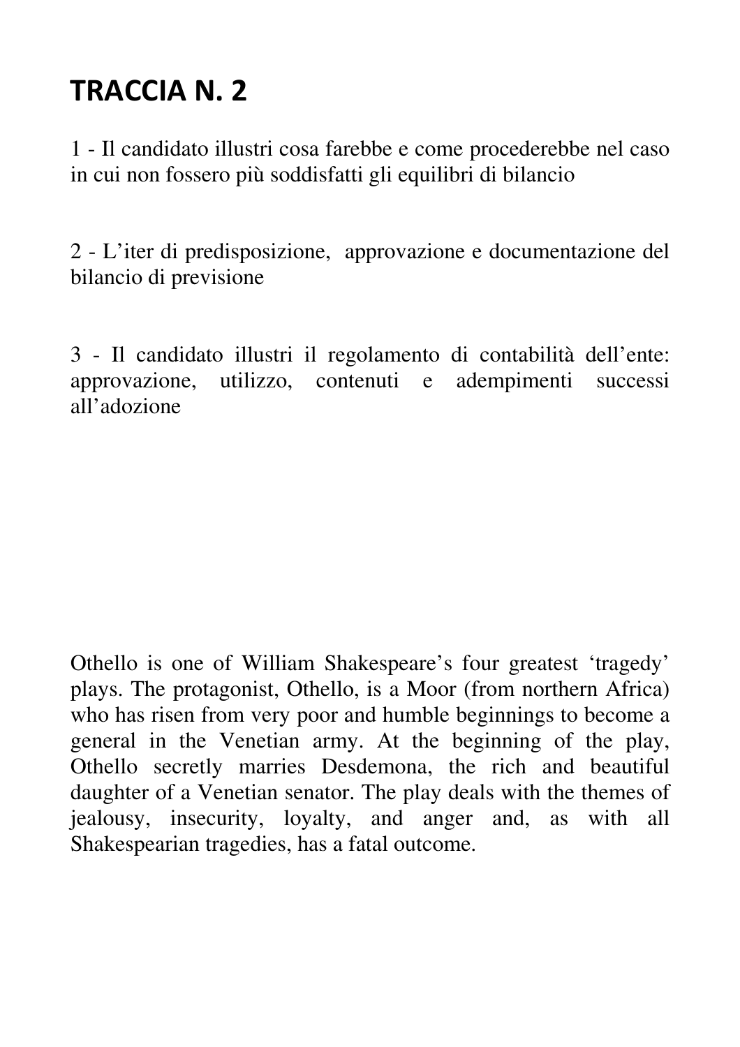# TRACCIA N. 2

1 - Il candidato illustri cosa farebbe e come procederebbe nel caso in cui non fossero più soddisfatti gli equilibri di bilancio

2 - L'iter di predisposizione, approvazione e documentazione del bilancio di previsione

3 - Il candidato illustri il regolamento di contabilità dell'ente: approvazione, utilizzo, contenuti e adempimenti successi all'adozione

Othello is one of William Shakespeare's four greatest 'tragedy' plays. The protagonist, Othello, is a Moor (from northern Africa) who has risen from very poor and humble beginnings to become a general in the Venetian army. At the beginning of the play, Othello secretly marries Desdemona, the rich and beautiful daughter of a Venetian senator. The play deals with the themes of jealousy, insecurity, loyalty, and anger and, as with all Shakespearian tragedies, has a fatal outcome.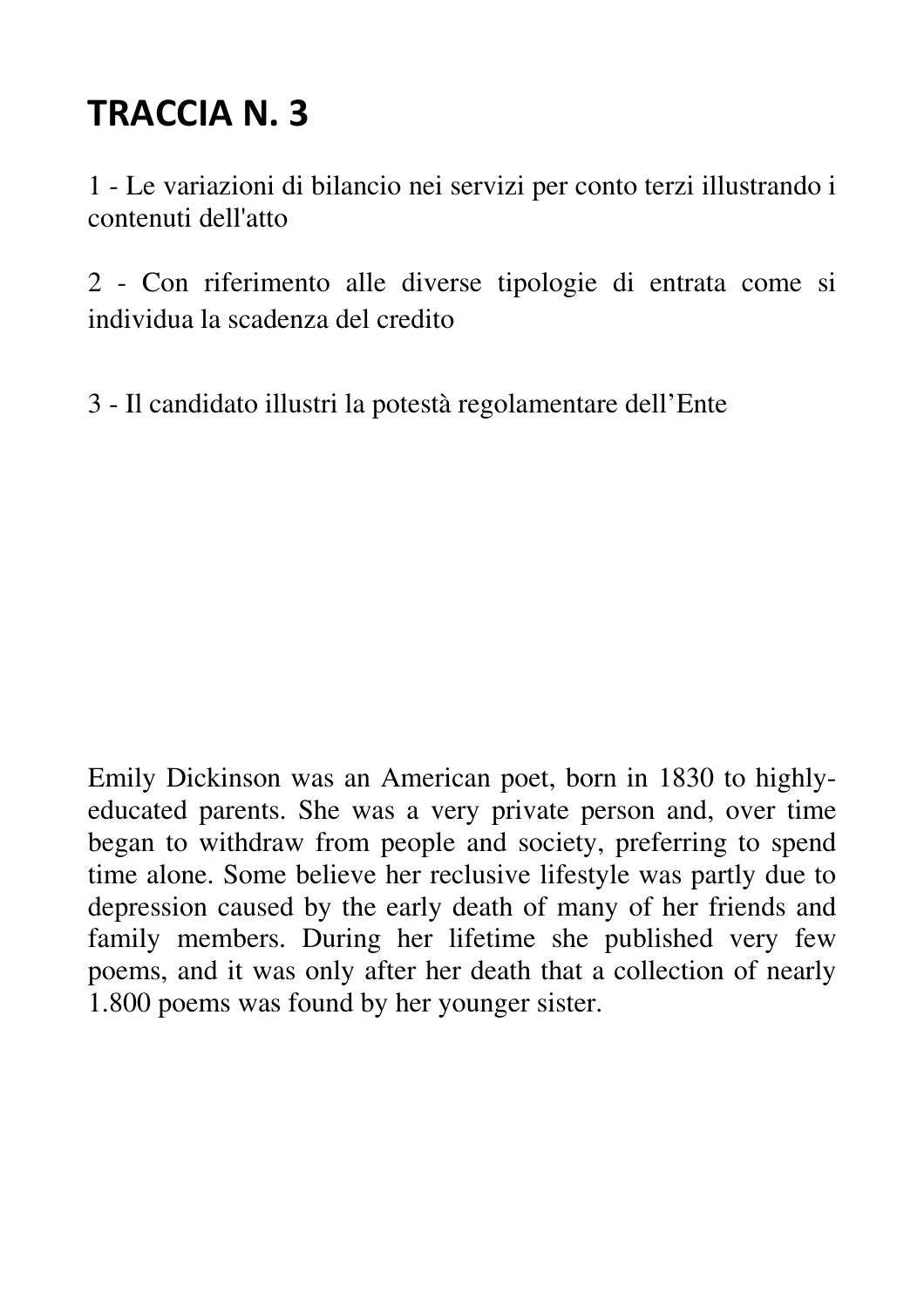# TRACCIA N. 3

1 - Le variazioni di bilancio nei servizi per conto terzi illustrando i contenuti dell'atto

2 - Con riferimento alle diverse tipologie di entrata come si individua la scadenza del credito

3 - Il candidato illustri la potestà regolamentare dell’Ente

Emily Dickinson was an American poet, born in 1830 to highly-educated parents. She was a very private person and, over time began to withdraw from people and society, preferring to spend time alone. Some believe her reclusive lifestyle was partly due to depression caused by the early death of many of her friends and family members. During her lifetime she published very few poems, and it was only after her death that a collection of nearly 1.800 poems was found by her younger sister.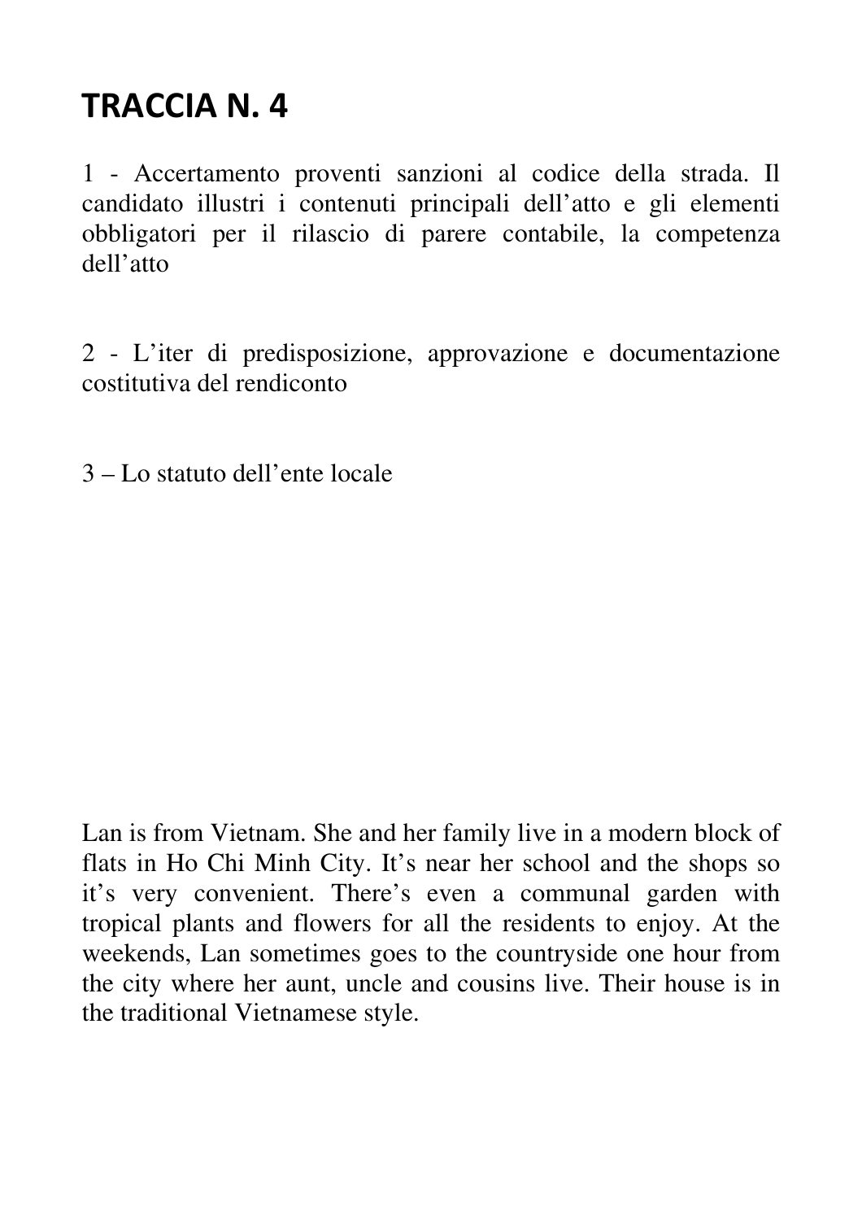# TRACCIA N. 4

1 - Accertamento proventi sanzioni al codice della strada. Il candidato illustri i contenuti principali dell'atto e gli elementi obbligatori per il rilascio di parere contabile, la competenza dell'atto

2 - L'iter di predisposizione, approvazione e documentazione costitutiva del rendiconto

3 – Lo statuto dell'ente locale

Lan is from Vietnam. She and her family live in a modern block of flats in Ho Chi Minh City. It's near her school and the shops so it's very convenient. There's even a communal garden with tropical plants and flowers for all the residents to enjoy. At the weekends, Lan sometimes goes to the countryside one hour from the city where her aunt, uncle and cousins live. Their house is in the traditional Vietnamese style.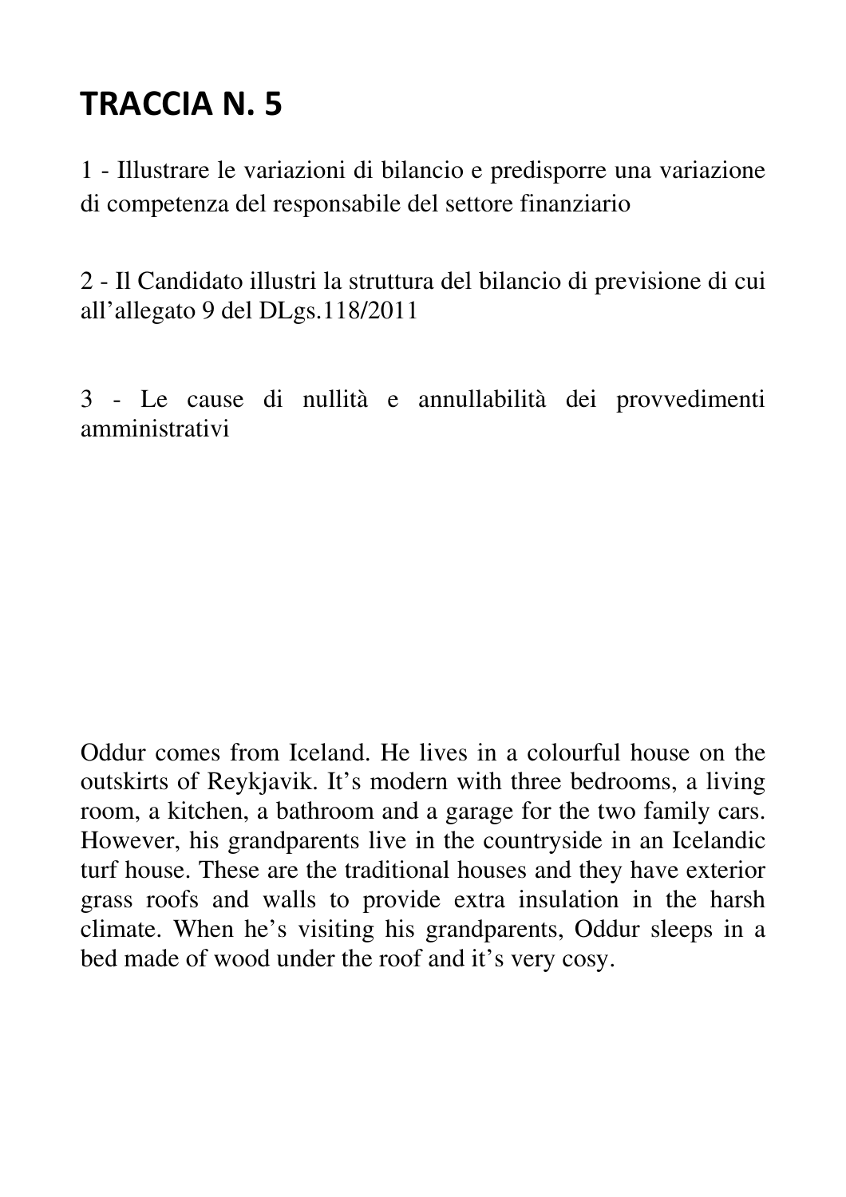# TRACCIA N. 5

1 - Illustrare le variazioni di bilancio e predisporre una variazione di competenza del responsabile del settore finanziario

2 - Il Candidato illustri la struttura del bilancio di previsione di cui all'allegato 9 del DLgs.118/2011

3 - Le cause di nullità e annullabilità dei provvedimenti amministrativi

Oddur comes from Iceland. He lives in a colourful house on the outskirts of Reykjavik. It's modern with three bedrooms, a living room, a kitchen, a bathroom and a garage for the two family cars. However, his grandparents live in the countryside in an Icelandic turf house. These are the traditional houses and they have exterior grass roofs and walls to provide extra insulation in the harsh climate. When he's visiting his grandparents, Oddur sleeps in a bed made of wood under the roof and it's very cosy.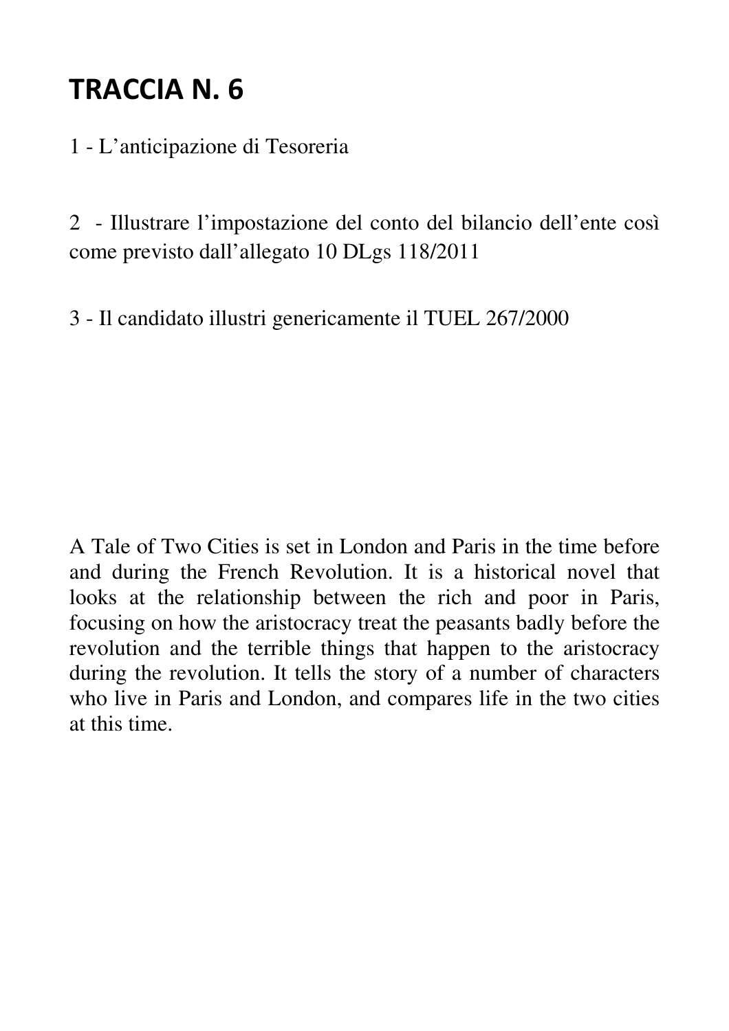# TRACCIA N. 6

1 - L’anticipazione di Tesoreria

2 - Illustrare l’impostazione del conto del bilancio dell’ente così come previsto dall’allegato 10 DLgs 118/2011

3 - Il candidato illustri genericamente il TUEL 267/2000

A Tale of Two Cities is set in London and Paris in the time before and during the French Revolution. It is a historical novel that looks at the relationship between the rich and poor in Paris, focusing on how the aristocracy treat the peasants badly before the revolution and the terrible things that happen to the aristocracy during the revolution. It tells the story of a number of characters who live in Paris and London, and compares life in the two cities at this time.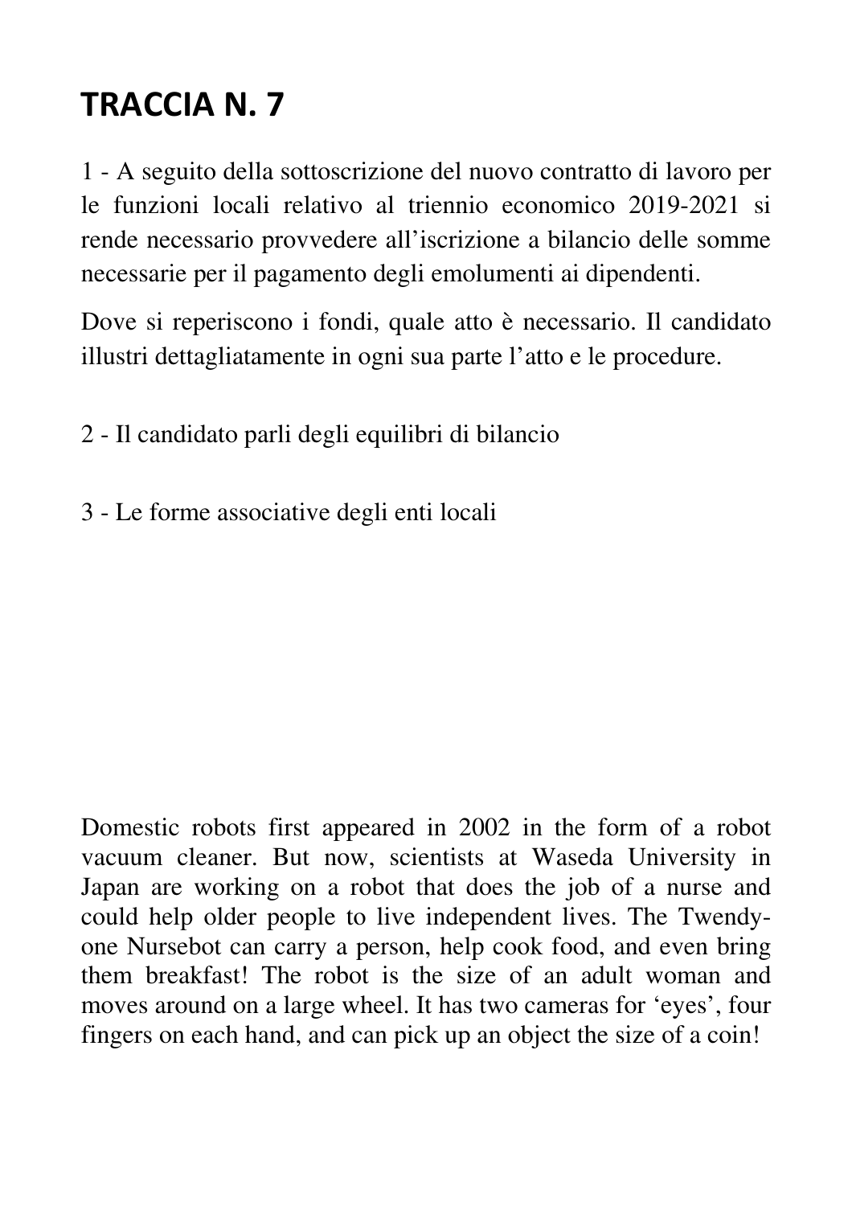# TRACCIA N. 7

1 - A seguito della sottoscrizione del nuovo contratto di lavoro per le funzioni locali relativo al triennio economico 2019-2021 si rende necessario provvedere all'iscrizione a bilancio delle somme necessarie per il pagamento degli emolumenti ai dipendenti.

Dove si reperiscono i fondi, quale atto è necessario. Il candidato illustri dettagliatamente in ogni sua parte l'atto e le procedure.

2 - Il candidato parli degli equilibri di bilancio

3 - Le forme associative degli enti locali

Domestic robots first appeared in 2002 in the form of a robot vacuum cleaner. But now, scientists at Waseda University in Japan are working on a robot that does the job of a nurse and could help older people to live independent lives. The Twendy-one Nursebot can carry a person, help cook food, and even bring them breakfast! The robot is the size of an adult woman and moves around on a large wheel. It has two cameras for 'eyes', four fingers on each hand, and can pick up an object the size of a coin!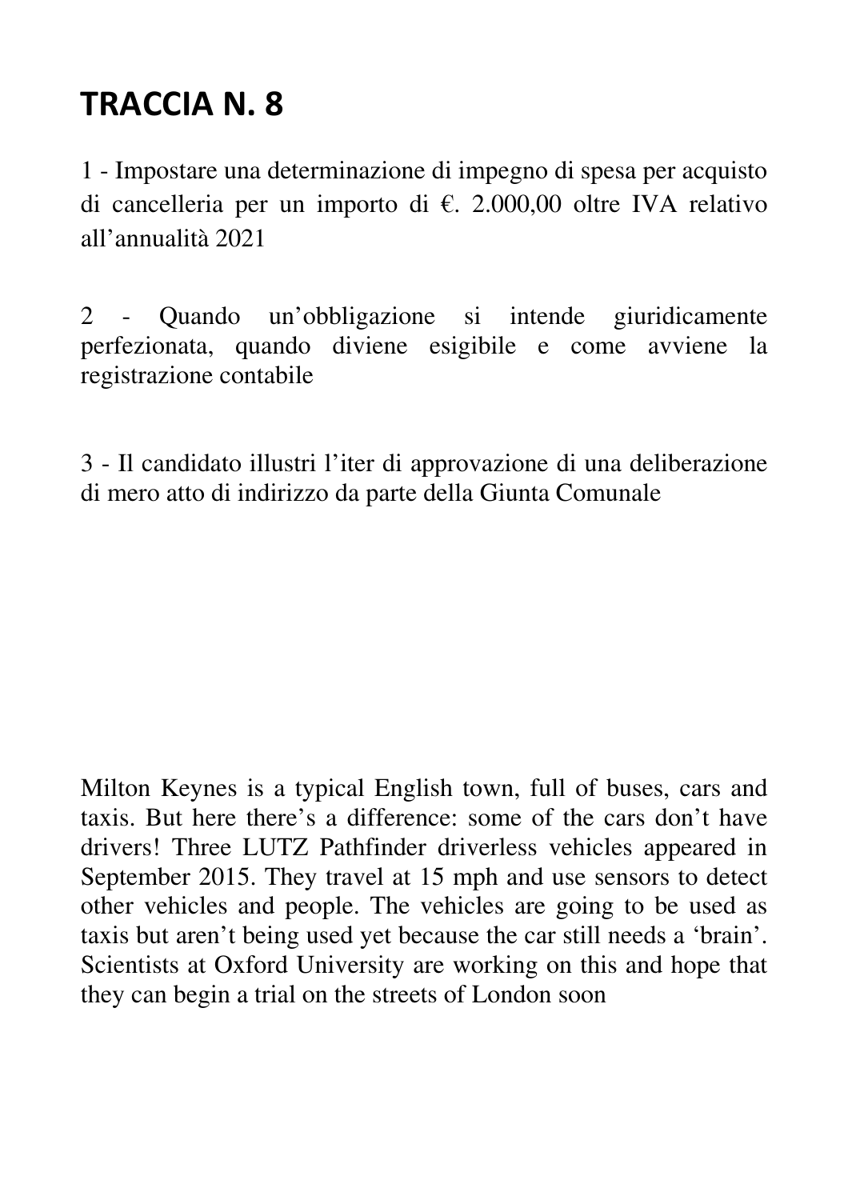# TRACCIA N. 8

1 - Impostare una determinazione di impegno di spesa per acquisto di cancelleria per un importo di €. 2.000,00 oltre IVA relativo all'annualità 2021

2 - Quando un'obbligazione si intende giuridicamente perfezionata, quando diviene esigibile e come avviene la registrazione contabile

3 - Il candidato illustri l'iter di approvazione di una deliberazione di mero atto di indirizzo da parte della Giunta Comunale

Milton Keynes is a typical English town, full of buses, cars and taxis. But here there's a difference: some of the cars don't have drivers! Three LUTZ Pathfinder driverless vehicles appeared in September 2015. They travel at 15 mph and use sensors to detect other vehicles and people. The vehicles are going to be used as taxis but aren't being used yet because the car still needs a 'brain'. Scientists at Oxford University are working on this and hope that they can begin a trial on the streets of London soon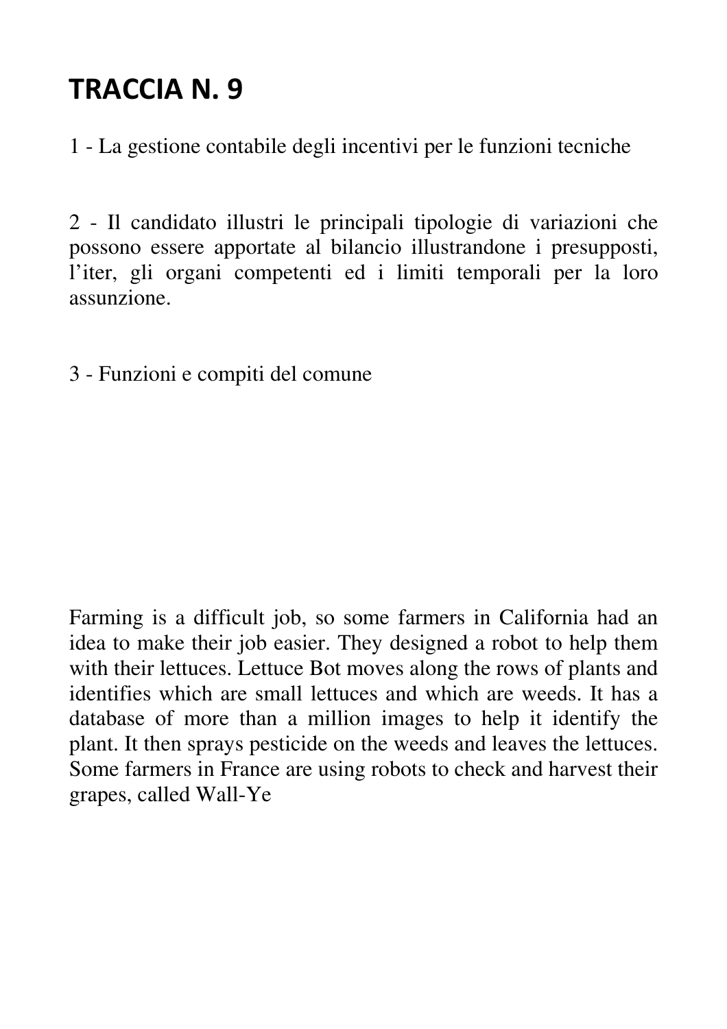# TRACCIA N. 9

1 - La gestione contabile degli incentivi per le funzioni tecniche

2 - Il candidato illustri le principali tipologie di variazioni che possono essere apportate al bilancio illustrandone i presupposti, l'iter, gli organi competenti ed i limiti temporali per la loro assunzione.

3 - Funzioni e compiti del comune

Farming is a difficult job, so some farmers in California had an idea to make their job easier. They designed a robot to help them with their lettuces. Lettuce Bot moves along the rows of plants and identifies which are small lettuces and which are weeds. It has a database of more than a million images to help it identify the plant. It then sprays pesticide on the weeds and leaves the lettuces. Some farmers in France are using robots to check and harvest their grapes, called Wall-Ye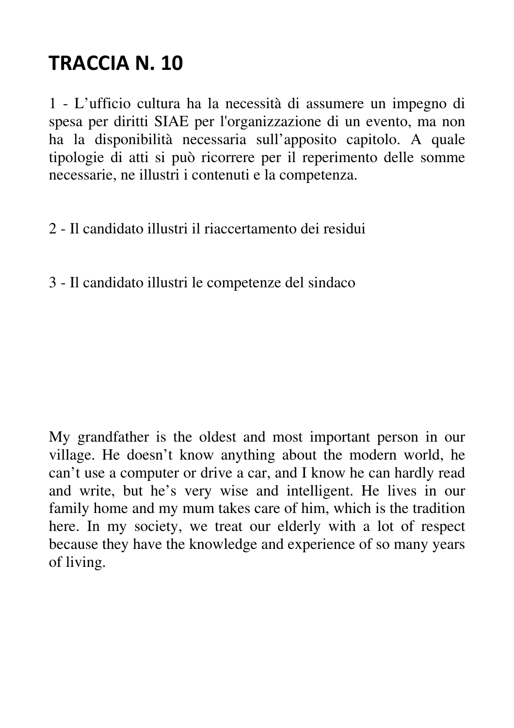# TRACCIA N. 10

1 - L’ufficio cultura ha la necessità di assumere un impegno di spesa per diritti SIAE per l'organizzazione di un evento, ma non ha la disponibilità necessaria sull’apposito capitolo. A quale tipologie di atti si può ricorrere per il reperimento delle somme necessarie, ne illustri i contenuti e la competenza.

2 - Il candidato illustri il riaccertamento dei residui

3 - Il candidato illustri le competenze del sindaco

My grandfather is the oldest and most important person in our village. He doesn’t know anything about the modern world, he can’t use a computer or drive a car, and I know he can hardly read and write, but he’s very wise and intelligent. He lives in our family home and my mum takes care of him, which is the tradition here. In my society, we treat our elderly with a lot of respect because they have the knowledge and experience of so many years of living.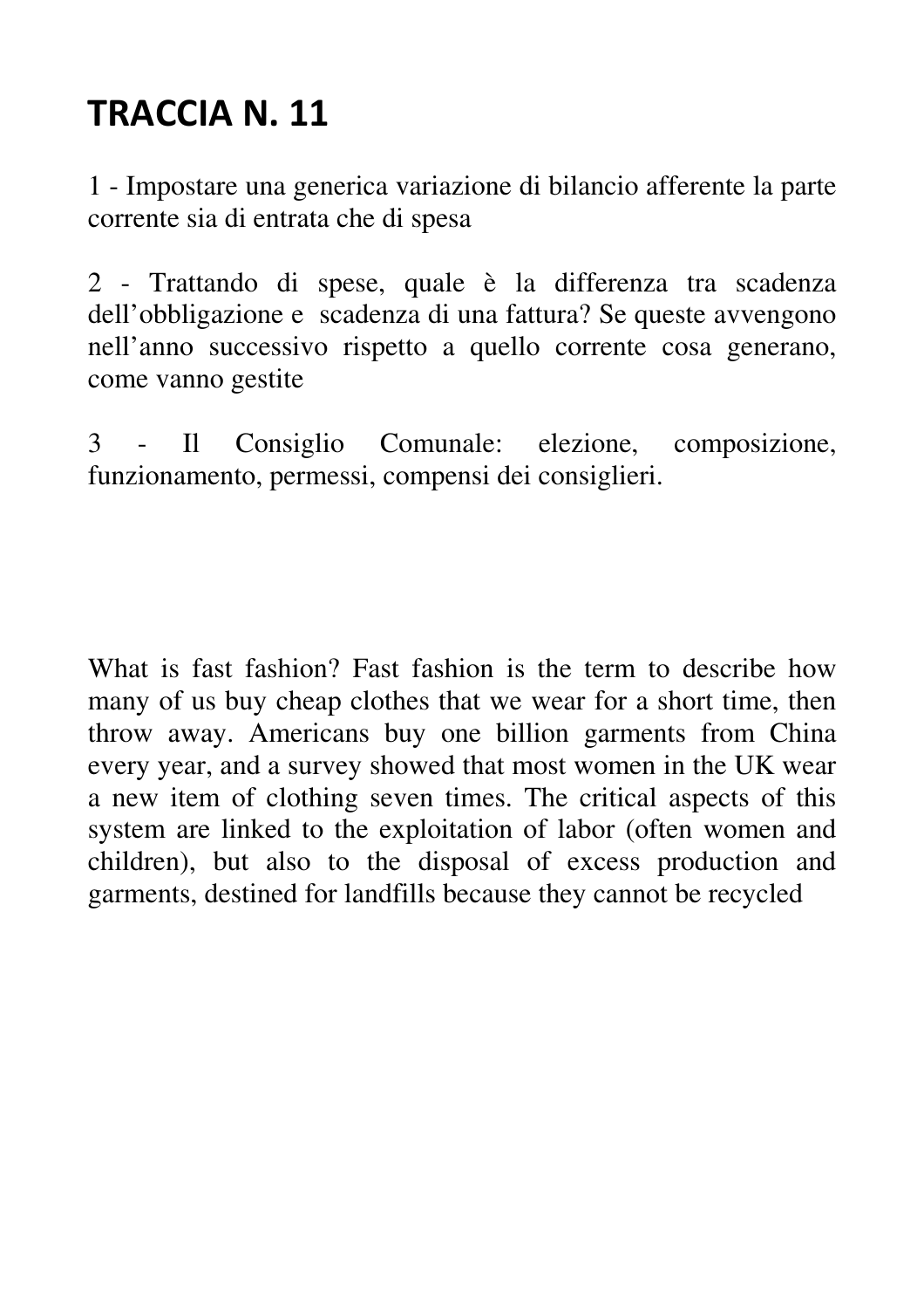# TRACCIA N. 11

1 - Impostare una generica variazione di bilancio afferente la parte corrente sia di entrata che di spesa

2 - Trattando di spese, quale è la differenza tra scadenza dell'obbligazione e scadenza di una fattura? Se queste avvengono nell'anno successivo rispetto a quello corrente cosa generano, come vanno gestite

3 - Il Consiglio Comunale: elezione, composizione, funzionamento, permessi, compensi dei consiglieri.

What is fast fashion? Fast fashion is the term to describe how many of us buy cheap clothes that we wear for a short time, then throw away. Americans buy one billion garments from China every year, and a survey showed that most women in the UK wear a new item of clothing seven times. The critical aspects of this system are linked to the exploitation of labor (often women and children), but also to the disposal of excess production and garments, destined for landfills because they cannot be recycled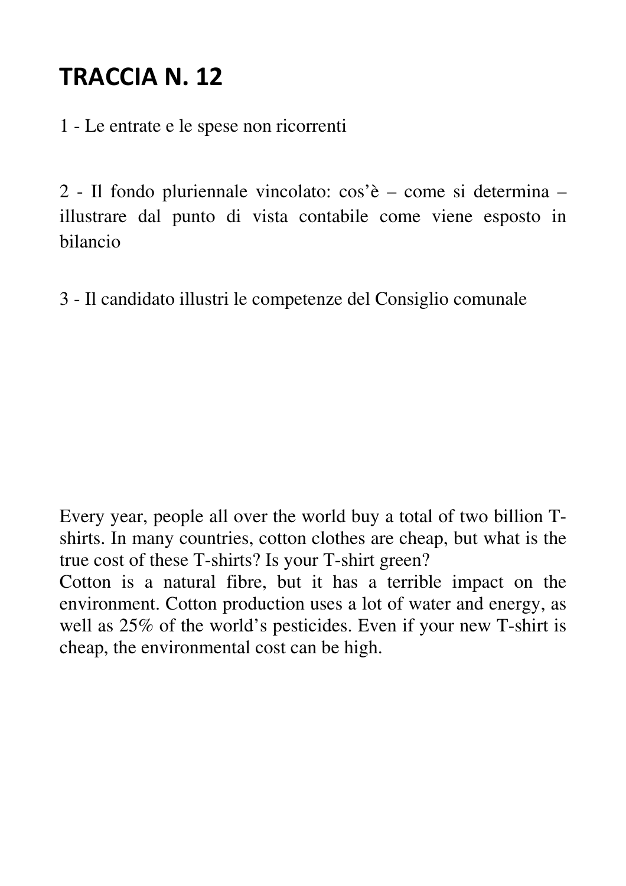# TRACCIA N. 12

1 - Le entrate e le spese non ricorrenti

2 - Il fondo pluriennale vincolato: cos'è – come si determina – illustrare dal punto di vista contabile come viene esposto in bilancio

3 - Il candidato illustri le competenze del Consiglio comunale

Every year, people all over the world buy a total of two billion T-shirts. In many countries, cotton clothes are cheap, but what is the true cost of these T-shirts? Is your T-shirt green?
Cotton is a natural fibre, but it has a terrible impact on the environment. Cotton production uses a lot of water and energy, as well as 25% of the world's pesticides. Even if your new T-shirt is cheap, the environmental cost can be high.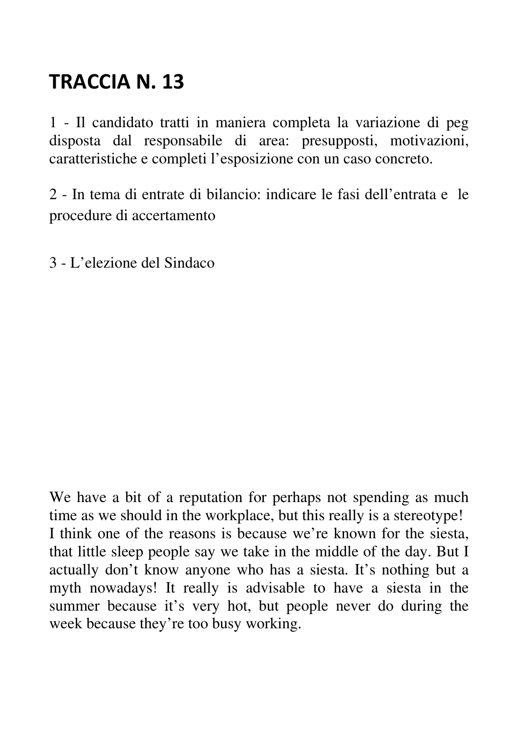# TRACCIA N. 13

1 - Il candidato tratti in maniera completa la variazione di peg disposta dal responsabile di area: presupposti, motivazioni, caratteristiche e completi l'esposizione con un caso concreto.

2 - In tema di entrate di bilancio: indicare le fasi dell'entrata e le procedure di accertamento

3 - L'elezione del Sindaco

We have a bit of a reputation for perhaps not spending as much time as we should in the workplace, but this really is a stereotype! I think one of the reasons is because we're known for the siesta, that little sleep people say we take in the middle of the day. But I actually don't know anyone who has a siesta. It's nothing but a myth nowadays! It really is advisable to have a siesta in the summer because it's very hot, but people never do during the week because they're too busy working.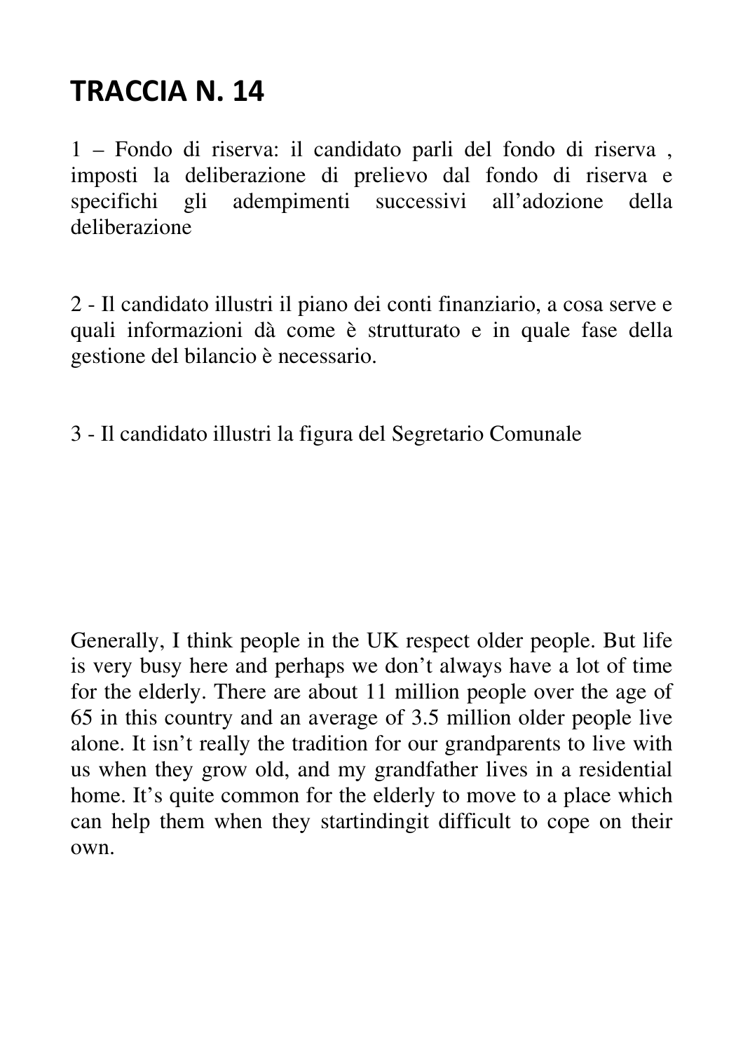# TRACCIA N. 14

1 – Fondo di riserva: il candidato parli del fondo di riserva , imposti la deliberazione di prelievo dal fondo di riserva e specifichi gli adempimenti successivi all'adozione della deliberazione

2 - Il candidato illustri il piano dei conti finanziario, a cosa serve e quali informazioni dà come è strutturato e in quale fase della gestione del bilancio è necessario.

3 - Il candidato illustri la figura del Segretario Comunale

Generally, I think people in the UK respect older people. But life is very busy here and perhaps we don't always have a lot of time for the elderly. There are about 11 million people over the age of 65 in this country and an average of 3.5 million older people live alone. It isn't really the tradition for our grandparents to live with us when they grow old, and my grandfather lives in a residential home. It's quite common for the elderly to move to a place which can help them when they startindingit difficult to cope on their own.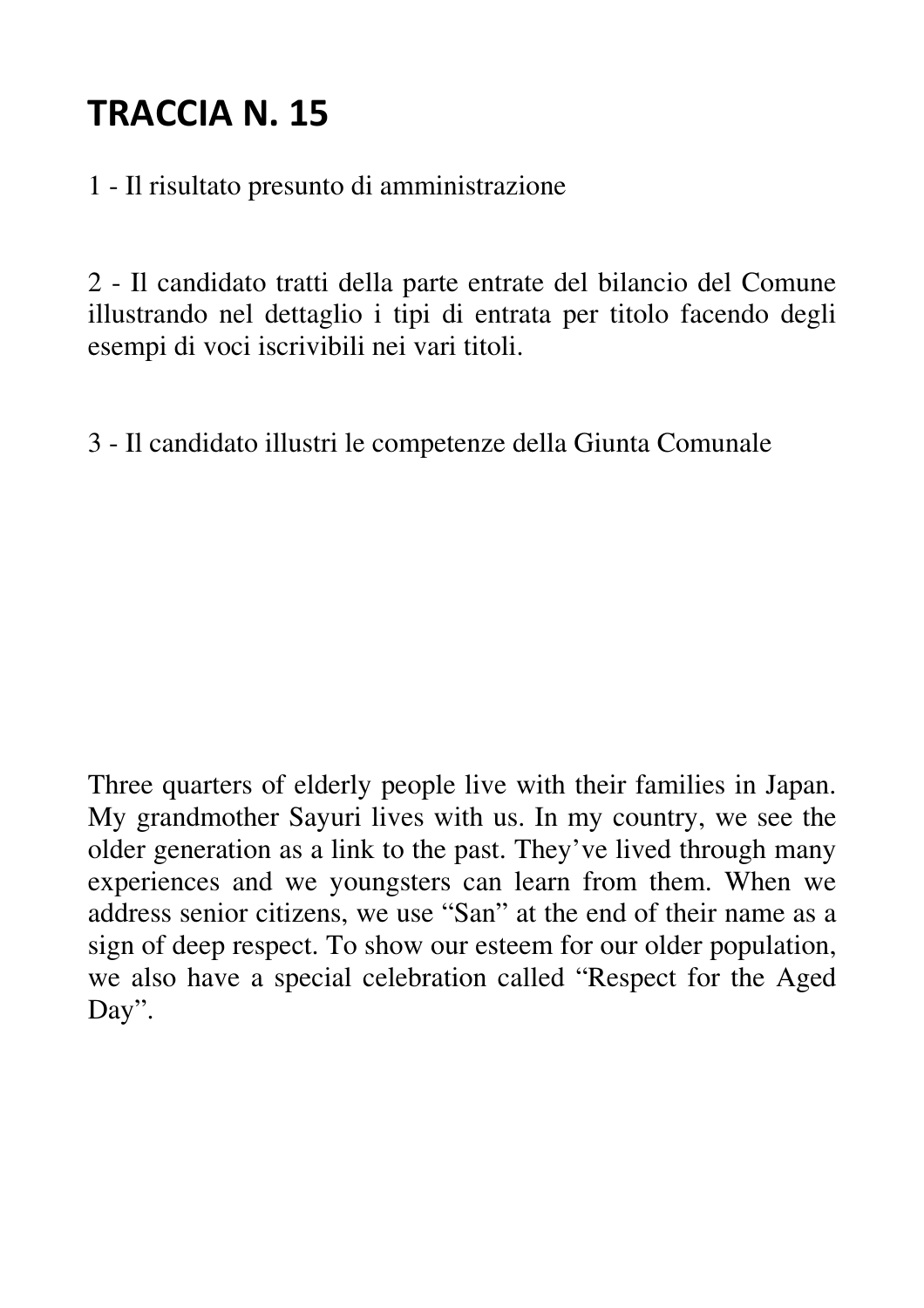# TRACCIA N. 15

1 - Il risultato presunto di amministrazione

2 - Il candidato tratti della parte entrate del bilancio del Comune illustrando nel dettaglio i tipi di entrata per titolo facendo degli esempi di voci iscrivibili nei vari titoli.

3 - Il candidato illustri le competenze della Giunta Comunale

Three quarters of elderly people live with their families in Japan. My grandmother Sayuri lives with us. In my country, we see the older generation as a link to the past. They've lived through many experiences and we youngsters can learn from them. When we address senior citizens, we use "San" at the end of their name as a sign of deep respect. To show our esteem for our older population, we also have a special celebration called "Respect for the Aged Day".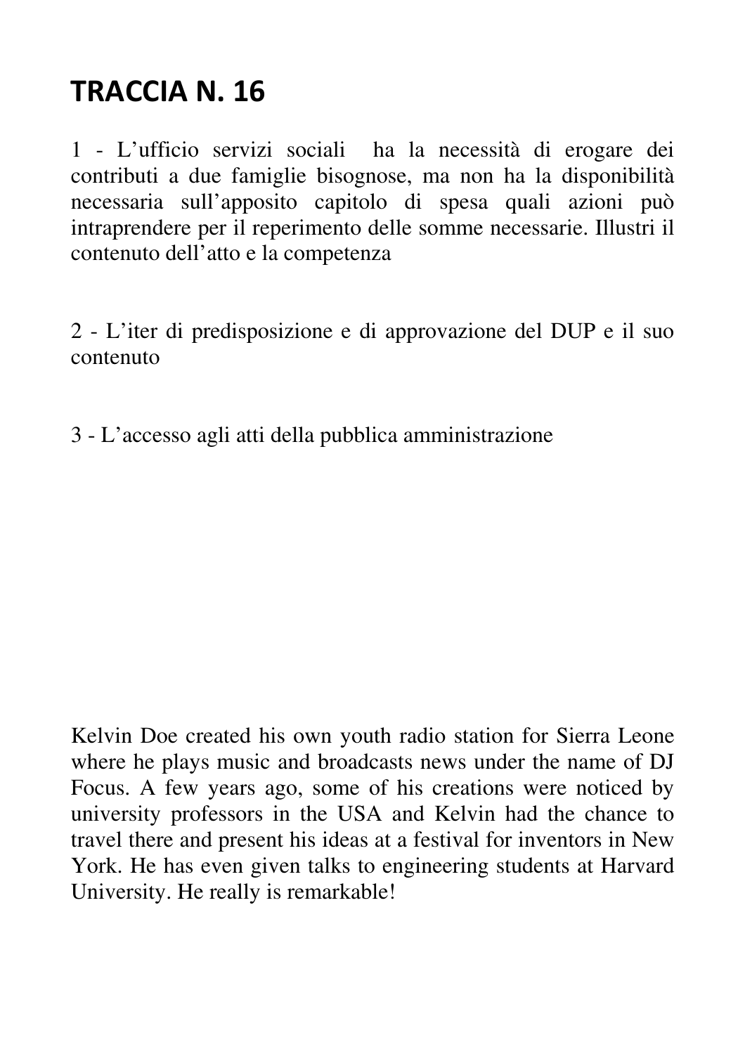# TRACCIA N. 16

1 - L’ufficio servizi sociali ha la necessità di erogare dei contributi a due famiglie bisognose, ma non ha la disponibilità necessaria sull’apposito capitolo di spesa quali azioni può intraprendere per il reperimento delle somme necessarie. Illustri il contenuto dell’atto e la competenza

2 - L’iter di predisposizione e di approvazione del DUP e il suo contenuto

3 - L’accesso agli atti della pubblica amministrazione

Kelvin Doe created his own youth radio station for Sierra Leone where he plays music and broadcasts news under the name of DJ Focus. A few years ago, some of his creations were noticed by university professors in the USA and Kelvin had the chance to travel there and present his ideas at a festival for inventors in New York. He has even given talks to engineering students at Harvard University. He really is remarkable!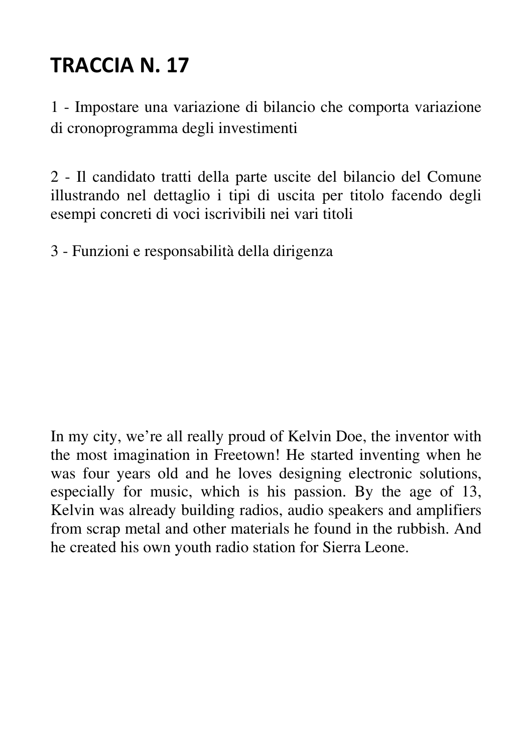# TRACCIA N. 17

1 - Impostare una variazione di bilancio che comporta variazione di cronoprogramma degli investimenti

2 - Il candidato tratti della parte uscite del bilancio del Comune illustrando nel dettaglio i tipi di uscita per titolo facendo degli esempi concreti di voci iscrivibili nei vari titoli

3 - Funzioni e responsabilità della dirigenza

In my city, we're all really proud of Kelvin Doe, the inventor with the most imagination in Freetown! He started inventing when he was four years old and he loves designing electronic solutions, especially for music, which is his passion. By the age of 13, Kelvin was already building radios, audio speakers and amplifiers from scrap metal and other materials he found in the rubbish. And he created his own youth radio station for Sierra Leone.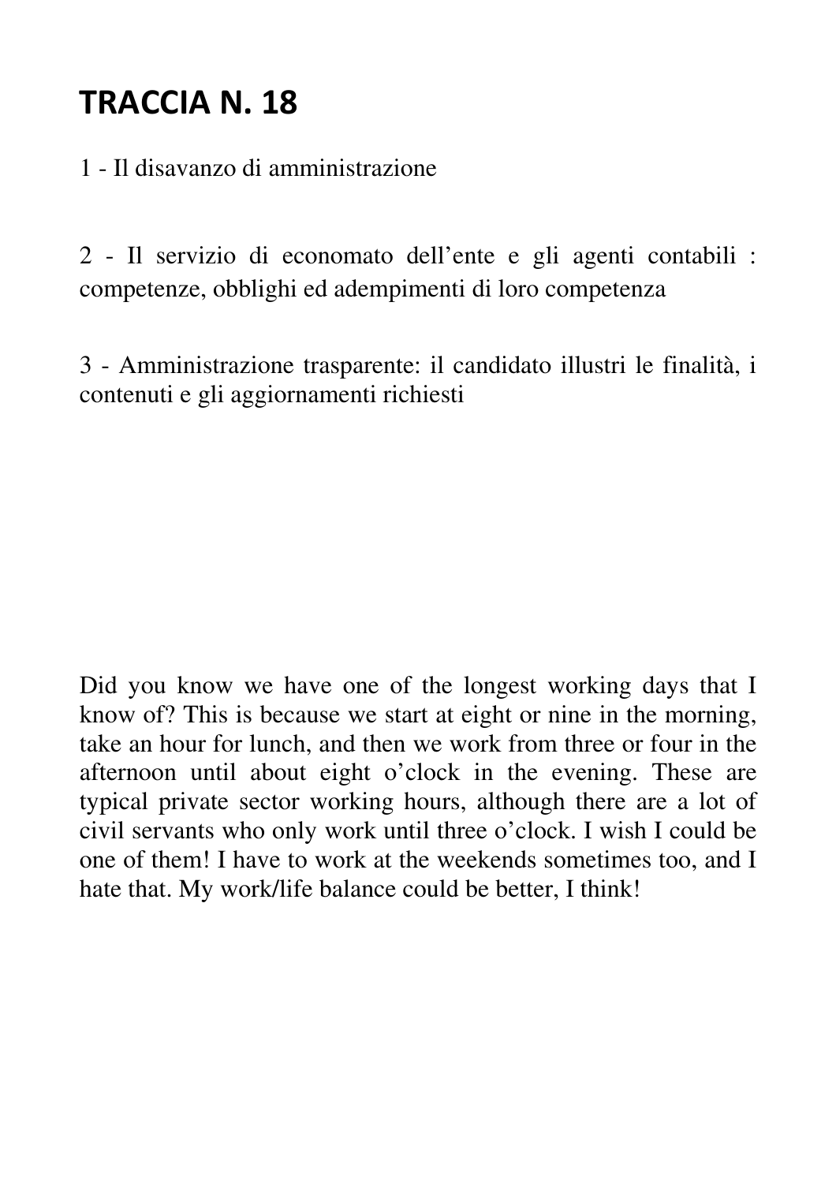# TRACCIA N. 18

1 - Il disavanzo di amministrazione

2 - Il servizio di economato dell'ente e gli agenti contabili : competenze, obblighi ed adempimenti di loro competenza

3 - Amministrazione trasparente: il candidato illustri le finalità, i contenuti e gli aggiornamenti richiesti

Did you know we have one of the longest working days that I know of? This is because we start at eight or nine in the morning, take an hour for lunch, and then we work from three or four in the afternoon until about eight o'clock in the evening. These are typical private sector working hours, although there are a lot of civil servants who only work until three o'clock. I wish I could be one of them! I have to work at the weekends sometimes too, and I hate that. My work/life balance could be better, I think!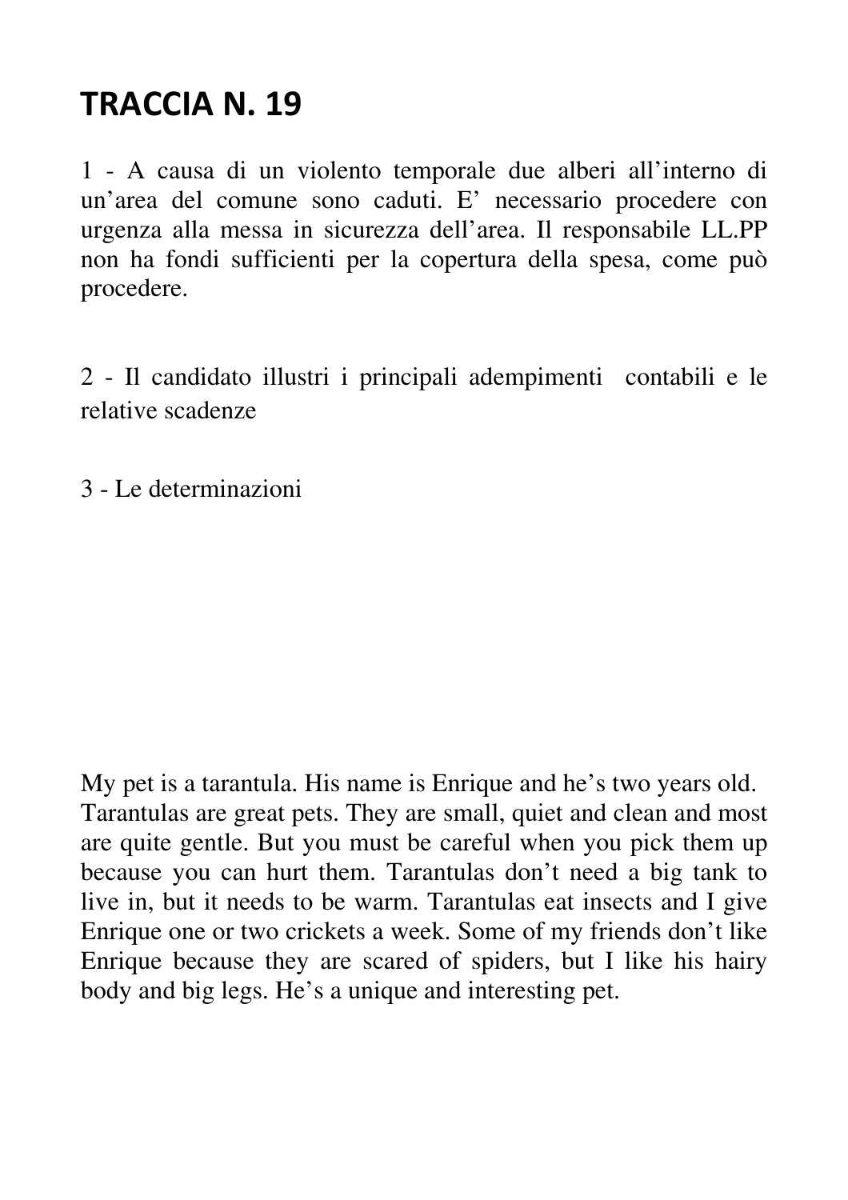# TRACCIA N. 19

1 - A causa di un violento temporale due alberi all’interno di un’area del comune sono caduti. E’ necessario procedere con urgenza alla messa in sicurezza dell’area. Il responsabile LL.PP non ha fondi sufficienti per la copertura della spesa, come può procedere.

2 - Il candidato illustri i principali adempimenti contabili e le relative scadenze

3 - Le determinazioni

My pet is a tarantula. His name is Enrique and he’s two years old. Tarantulas are great pets. They are small, quiet and clean and most are quite gentle. But you must be careful when you pick them up because you can hurt them. Tarantulas don’t need a big tank to live in, but it needs to be warm. Tarantulas eat insects and I give Enrique one or two crickets a week. Some of my friends don’t like Enrique because they are scared of spiders, but I like his hairy body and big legs. He’s a unique and interesting pet.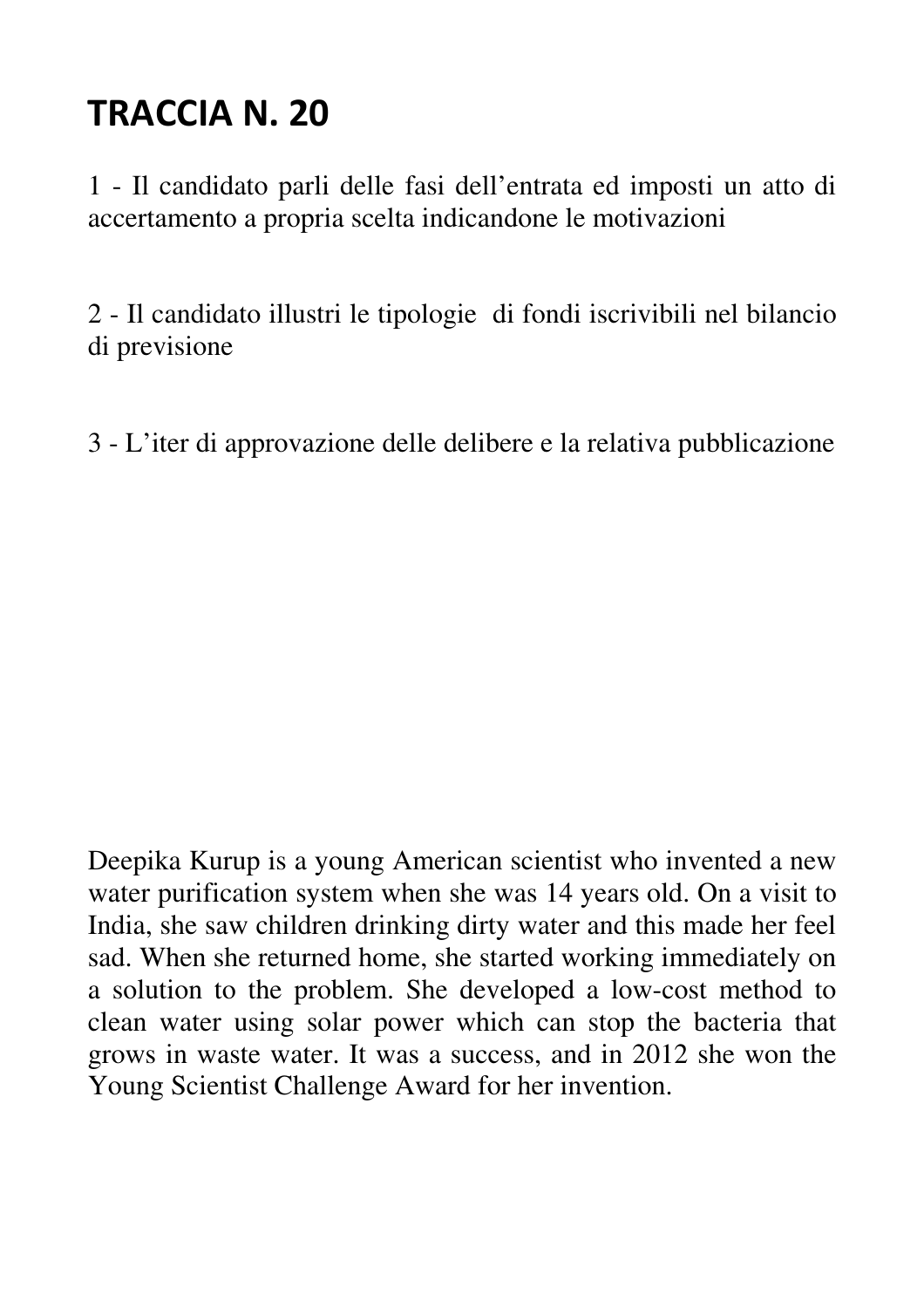# TRACCIA N. 20

1 - Il candidato parli delle fasi dell'entrata ed imposti un atto di accertamento a propria scelta indicandone le motivazioni

2 - Il candidato illustri le tipologie di fondi iscrivibili nel bilancio di previsione

3 - L'iter di approvazione delle delibere e la relativa pubblicazione

Deepika Kurup is a young American scientist who invented a new water purification system when she was 14 years old. On a visit to India, she saw children drinking dirty water and this made her feel sad. When she returned home, she started working immediately on a solution to the problem. She developed a low-cost method to clean water using solar power which can stop the bacteria that grows in waste water. It was a success, and in 2012 she won the Young Scientist Challenge Award for her invention.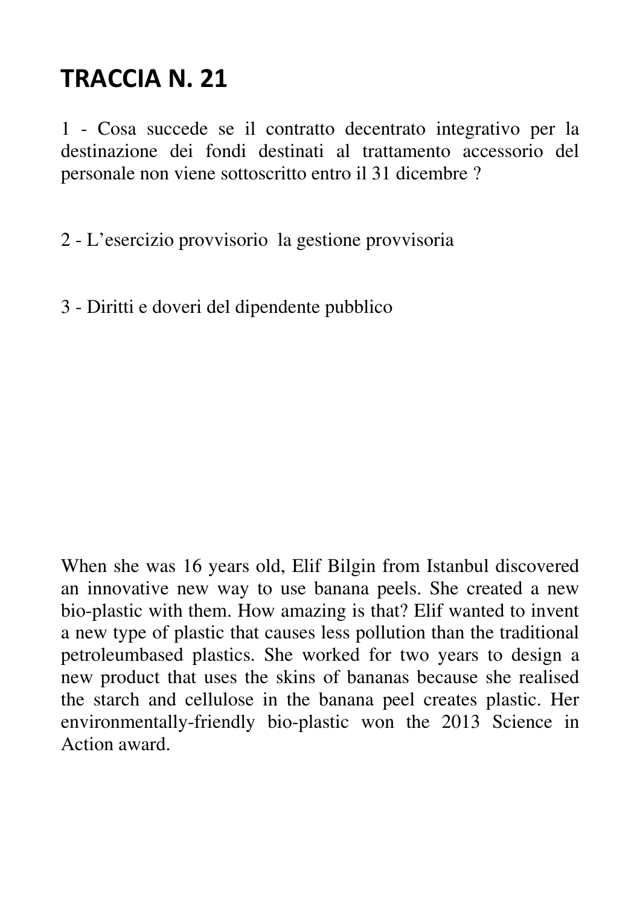# TRACCIA N. 21

1 - Cosa succede se il contratto decentrato integrativo per la destinazione dei fondi destinati al trattamento accessorio del personale non viene sottoscritto entro il 31 dicembre ?

2 - L'esercizio provvisorio  la gestione provvisoria

3 - Diritti e doveri del dipendente pubblico

When she was 16 years old, Elif Bilgin from Istanbul discovered an innovative new way to use banana peels. She created a new bio-plastic with them. How amazing is that? Elif wanted to invent a new type of plastic that causes less pollution than the traditional petroleumbased plastics. She worked for two years to design a new product that uses the skins of bananas because she realised the starch and cellulose in the banana peel creates plastic. Her environmentally-friendly bio-plastic won the 2013 Science in Action award.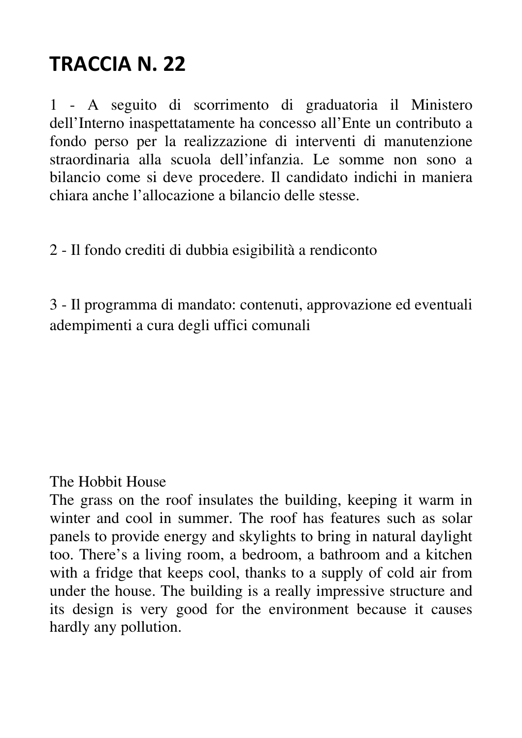# TRACCIA N. 22

1 - A seguito di scorrimento di graduatoria il Ministero dell'Interno inaspettatamente ha concesso all'Ente un contributo a fondo perso per la realizzazione di interventi di manutenzione straordinaria alla scuola dell'infanzia. Le somme non sono a bilancio come si deve procedere. Il candidato indichi in maniera chiara anche l'allocazione a bilancio delle stesse.

2 - Il fondo crediti di dubbia esigibilità a rendiconto

3 - Il programma di mandato: contenuti, approvazione ed eventuali adempimenti a cura degli uffici comunali

The Hobbit House

The grass on the roof insulates the building, keeping it warm in winter and cool in summer. The roof has features such as solar panels to provide energy and skylights to bring in natural daylight too. There's a living room, a bedroom, a bathroom and a kitchen with a fridge that keeps cool, thanks to a supply of cold air from under the house. The building is a really impressive structure and its design is very good for the environment because it causes hardly any pollution.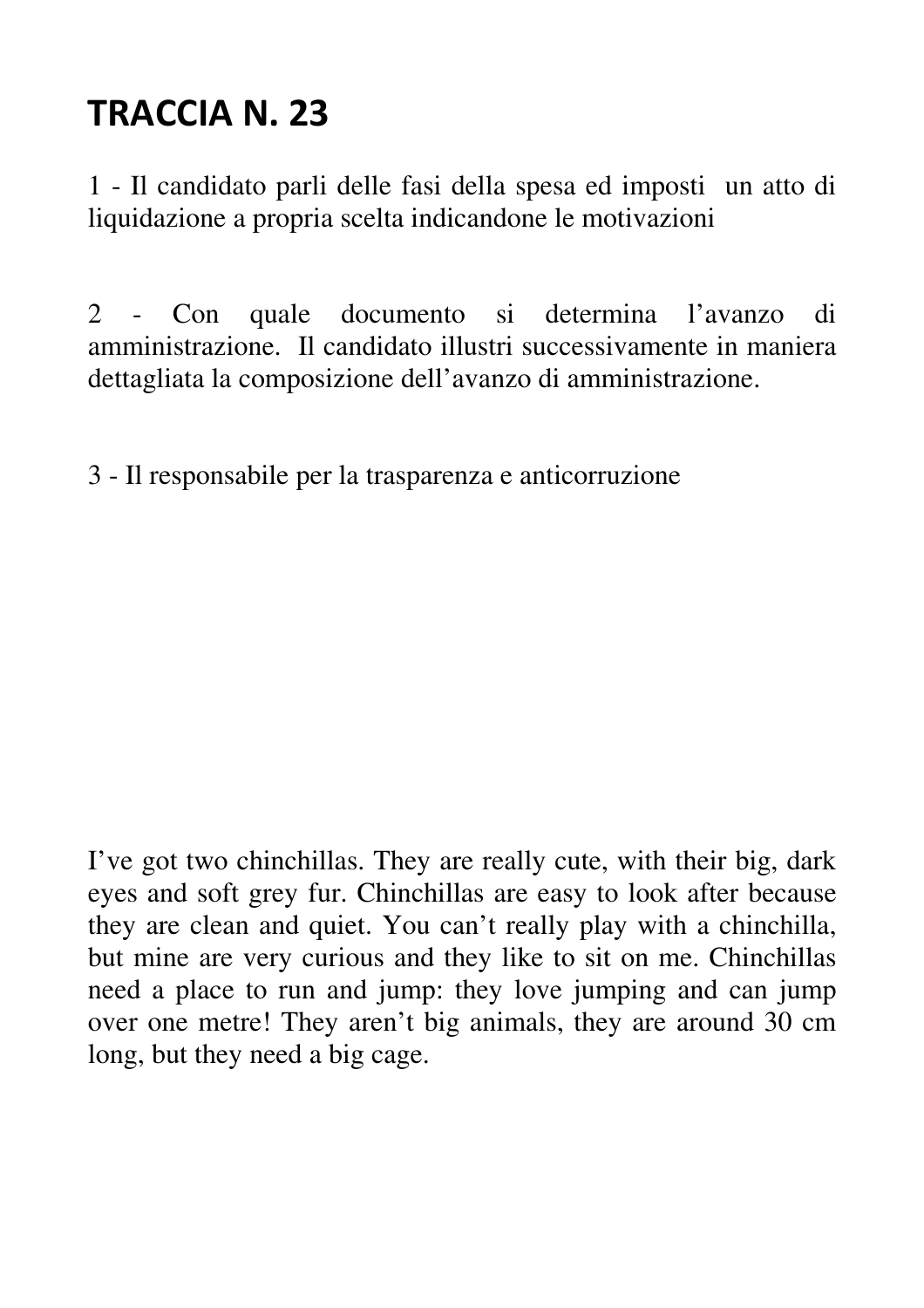# TRACCIA N. 23

1 - Il candidato parli delle fasi della spesa ed imposti un atto di liquidazione a propria scelta indicandone le motivazioni

2 - Con quale documento si determina l'avanzo di amministrazione. Il candidato illustri successivamente in maniera dettagliata la composizione dell'avanzo di amministrazione.

3 - Il responsabile per la trasparenza e anticorruzione

I've got two chinchillas. They are really cute, with their big, dark eyes and soft grey fur. Chinchillas are easy to look after because they are clean and quiet. You can't really play with a chinchilla, but mine are very curious and they like to sit on me. Chinchillas need a place to run and jump: they love jumping and can jump over one metre! They aren't big animals, they are around 30 cm long, but they need a big cage.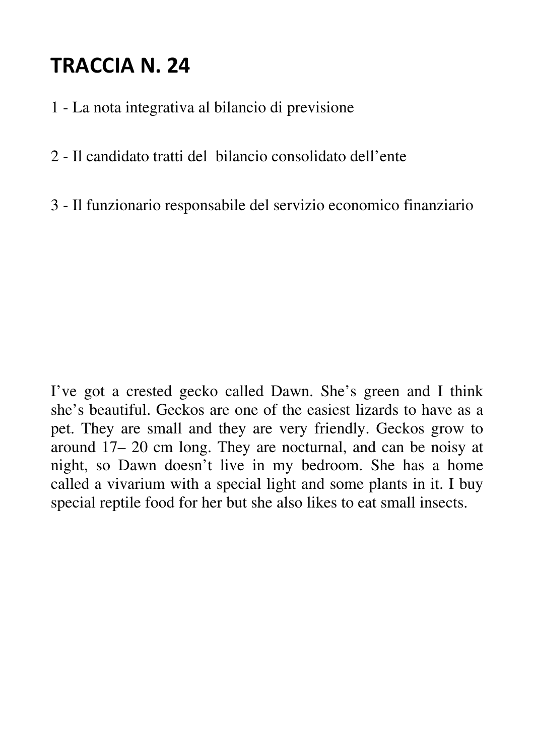# TRACCIA N. 24

1 - La nota integrativa al bilancio di previsione

2 - Il candidato tratti del bilancio consolidato dell'ente

3 - Il funzionario responsabile del servizio economico finanziario

I've got a crested gecko called Dawn. She's green and I think she's beautiful. Geckos are one of the easiest lizards to have as a pet. They are small and they are very friendly. Geckos grow to around 17– 20 cm long. They are nocturnal, and can be noisy at night, so Dawn doesn't live in my bedroom. She has a home called a vivarium with a special light and some plants in it. I buy special reptile food for her but she also likes to eat small insects.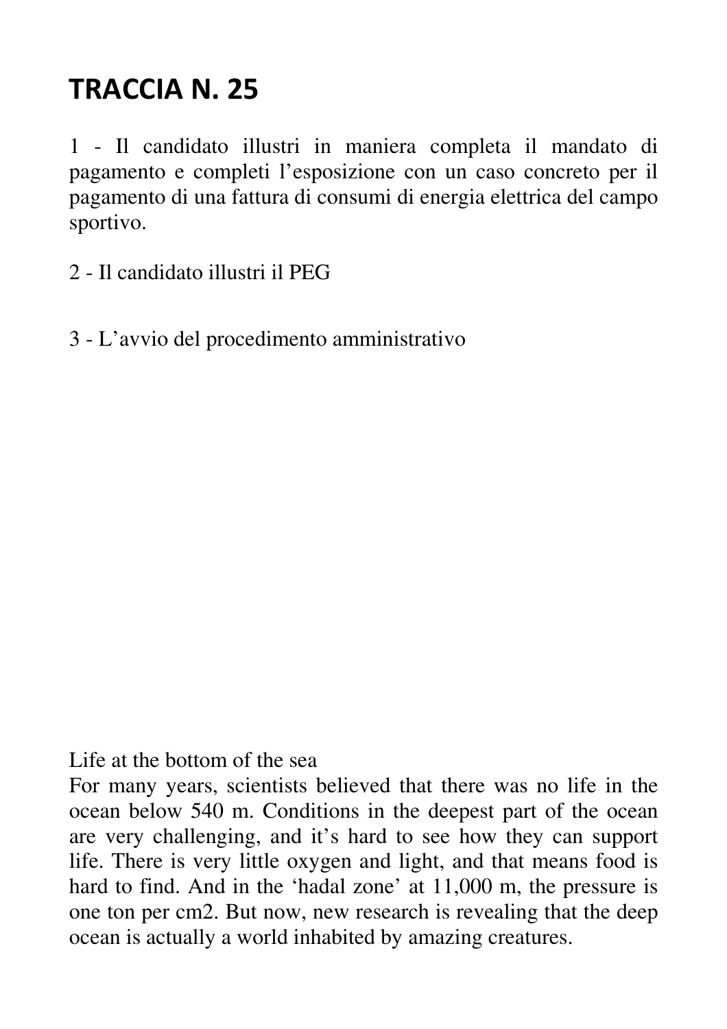# TRACCIA N. 25

1 - Il candidato illustri in maniera completa il mandato di pagamento e completi l'esposizione con un caso concreto per il pagamento di una fattura di consumi di energia elettrica del campo sportivo.

2 - Il candidato illustri il PEG

3 - L'avvio del procedimento amministrativo

Life at the bottom of the sea

For many years, scientists believed that there was no life in the ocean below 540 m. Conditions in the deepest part of the ocean are very challenging, and it's hard to see how they can support life. There is very little oxygen and light, and that means food is hard to find. And in the 'hadal zone' at 11,000 m, the pressure is one ton per $cm^2$. But now, new research is revealing that the deep ocean is actually a world inhabited by amazing creatures.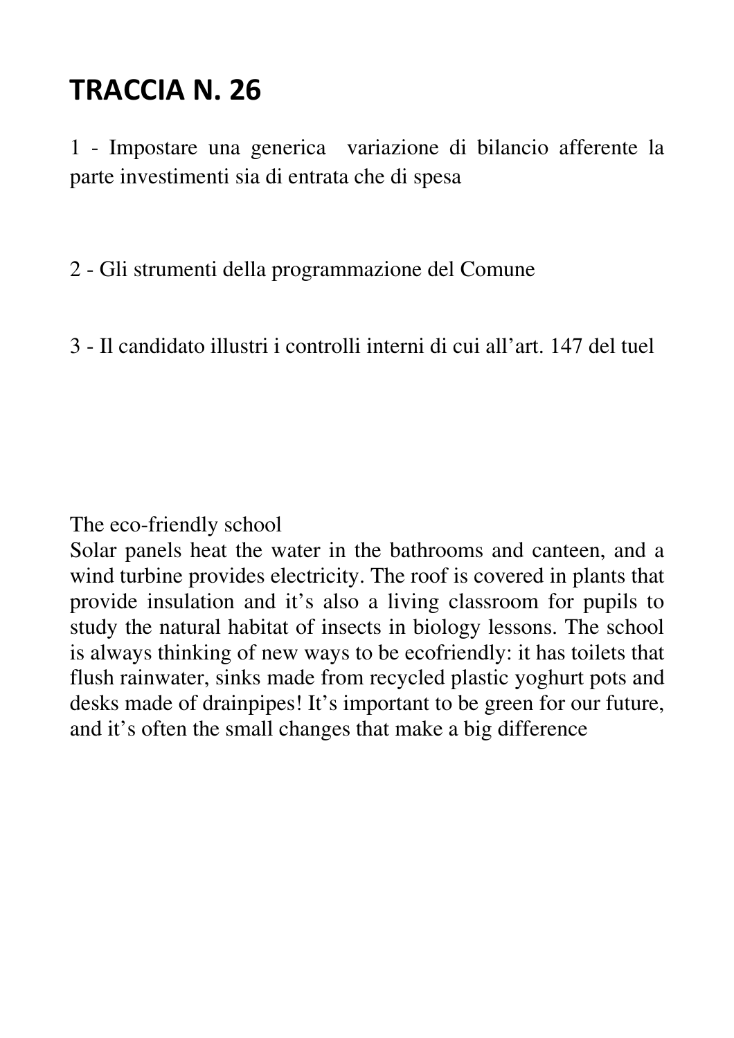# TRACCIA N. 26

1 - Impostare una generica variazione di bilancio afferente la parte investimenti sia di entrata che di spesa

2 - Gli strumenti della programmazione del Comune

3 - Il candidato illustri i controlli interni di cui all'art. 147 del tuel

The eco-friendly school

Solar panels heat the water in the bathrooms and canteen, and a wind turbine provides electricity. The roof is covered in plants that provide insulation and it's also a living classroom for pupils to study the natural habitat of insects in biology lessons. The school is always thinking of new ways to be ecofriendly: it has toilets that flush rainwater, sinks made from recycled plastic yoghurt pots and desks made of drainpipes! It's important to be green for our future, and it's often the small changes that make a big difference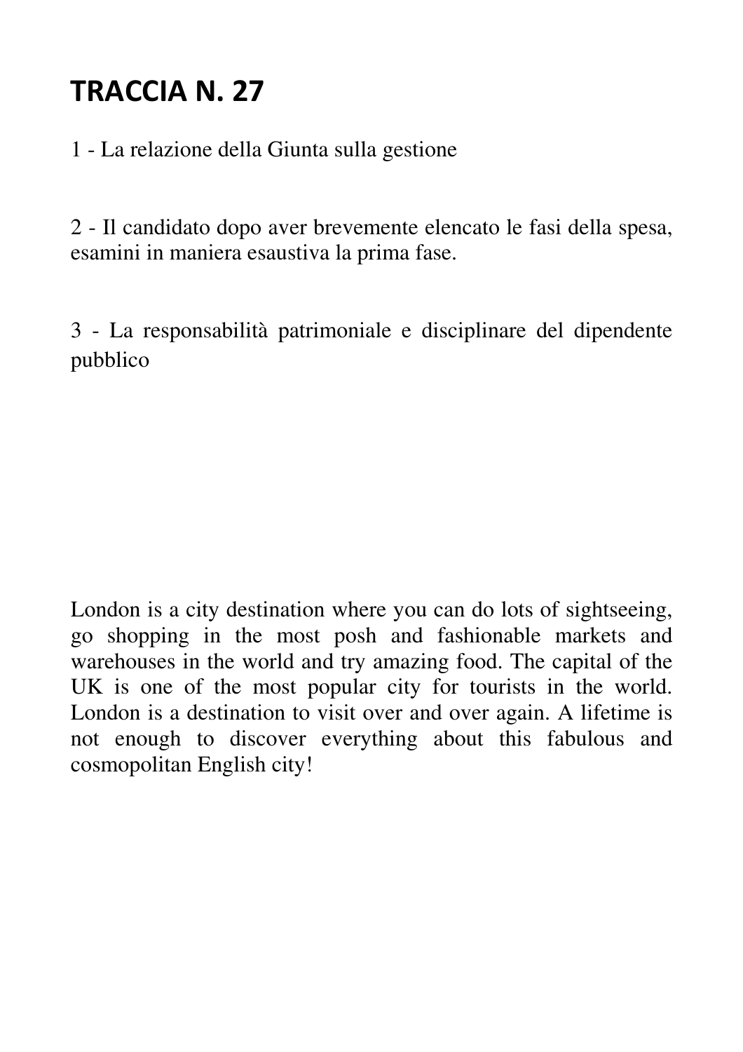# TRACCIA N. 27

1 - La relazione della Giunta sulla gestione

2 - Il candidato dopo aver brevemente elencato le fasi della spesa, esamini in maniera esaustiva la prima fase.

3 - La responsabilità patrimoniale e disciplinare del dipendente pubblico

London is a city destination where you can do lots of sightseeing, go shopping in the most posh and fashionable markets and warehouses in the world and try amazing food. The capital of the UK is one of the most popular city for tourists in the world. London is a destination to visit over and over again. A lifetime is not enough to discover everything about this fabulous and cosmopolitan English city!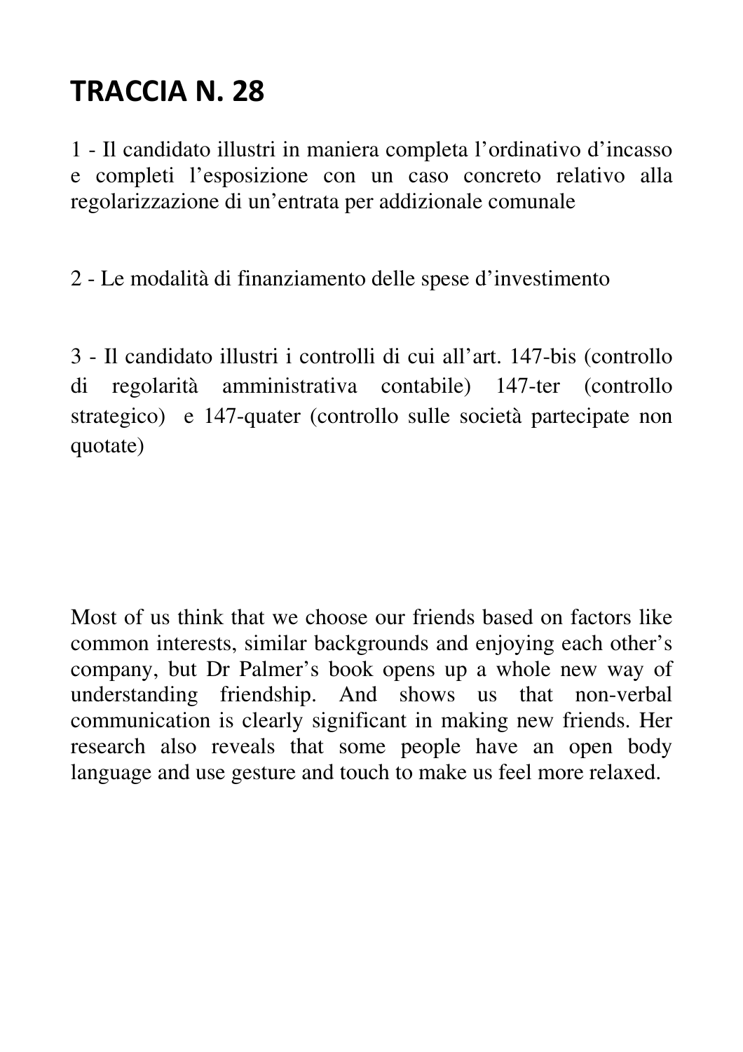# TRACCIA N. 28

1 - Il candidato illustri in maniera completa l'ordinativo d'incasso e completi l'esposizione con un caso concreto relativo alla regolarizzazione di un'entrata per addizionale comunale

2 - Le modalità di finanziamento delle spese d'investimento

3 - Il candidato illustri i controlli di cui all'art. 147-bis (controllo di regolarità amministrativa contabile) 147-ter (controllo strategico) e 147-quater (controllo sulle società partecipate non quotate)

Most of us think that we choose our friends based on factors like common interests, similar backgrounds and enjoying each other's company, but Dr Palmer's book opens up a whole new way of understanding friendship. And shows us that non-verbal communication is clearly significant in making new friends. Her research also reveals that some people have an open body language and use gesture and touch to make us feel more relaxed.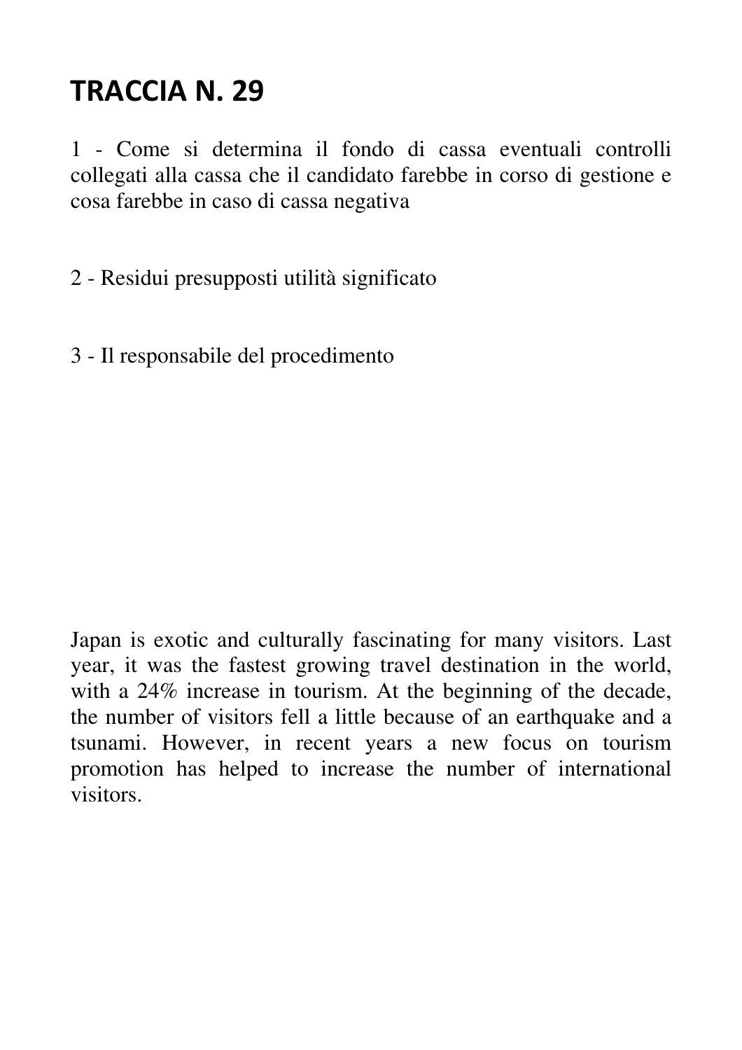# TRACCIA N. 29

1 - Come si determina il fondo di cassa eventuali controlli collegati alla cassa che il candidato farebbe in corso di gestione e cosa farebbe in caso di cassa negativa

2 - Residui presupposti utilità significato

3 - Il responsabile del procedimento

Japan is exotic and culturally fascinating for many visitors. Last year, it was the fastest growing travel destination in the world, with a 24% increase in tourism. At the beginning of the decade, the number of visitors fell a little because of an earthquake and a tsunami. However, in recent years a new focus on tourism promotion has helped to increase the number of international visitors.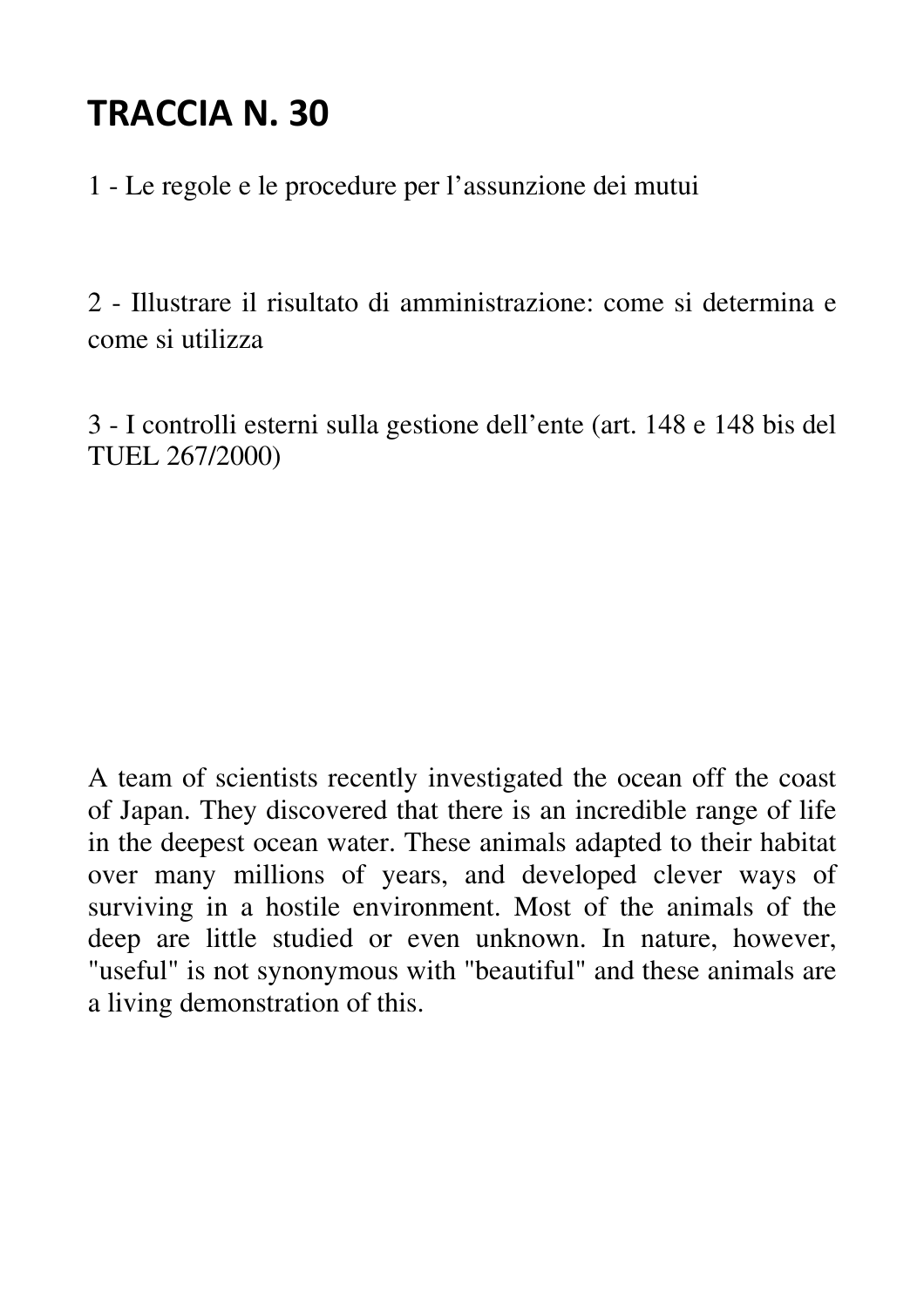# TRACCIA N. 30

1 - Le regole e le procedure per l'assunzione dei mutui

2 - Illustrare il risultato di amministrazione: come si determina e come si utilizza

3 - I controlli esterni sulla gestione dell'ente (art. 148 e 148 bis del TUEL 267/2000)

A team of scientists recently investigated the ocean off the coast of Japan. They discovered that there is an incredible range of life in the deepest ocean water. These animals adapted to their habitat over many millions of years, and developed clever ways of surviving in a hostile environment. Most of the animals of the deep are little studied or even unknown. In nature, however, "useful" is not synonymous with "beautiful" and these animals are a living demonstration of this.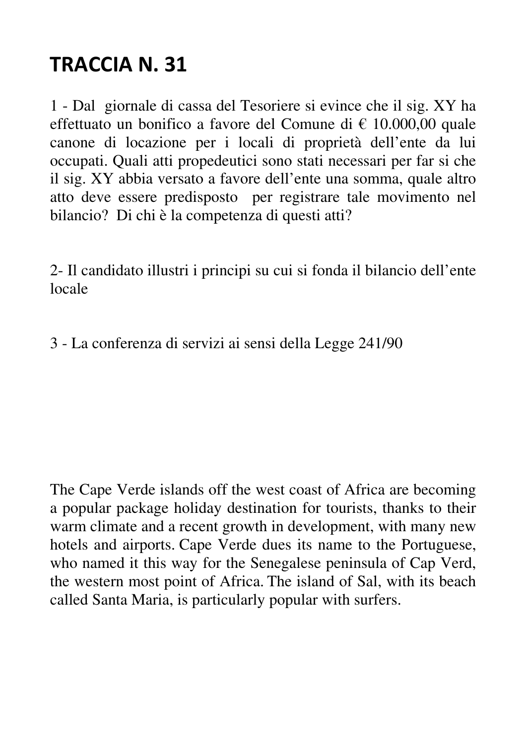# TRACCIA N. 31

1 - Dal giornale di cassa del Tesoriere si evince che il sig. XY ha effettuato un bonifico a favore del Comune di € 10.000,00 quale canone di locazione per i locali di proprietà dell'ente da lui occupati. Quali atti propedeutici sono stati necessari per far si che il sig. XY abbia versato a favore dell'ente una somma, quale altro atto deve essere predisposto per registrare tale movimento nel bilancio? Di chi è la competenza di questi atti?

2- Il candidato illustri i principi su cui si fonda il bilancio dell'ente locale

3 - La conferenza di servizi ai sensi della Legge 241/90

The Cape Verde islands off the west coast of Africa are becoming a popular package holiday destination for tourists, thanks to their warm climate and a recent growth in development, with many new hotels and airports. Cape Verde dues its name to the Portuguese, who named it this way for the Senegalese peninsula of Cap Verd, the western most point of Africa. The island of Sal, with its beach called Santa Maria, is particularly popular with surfers.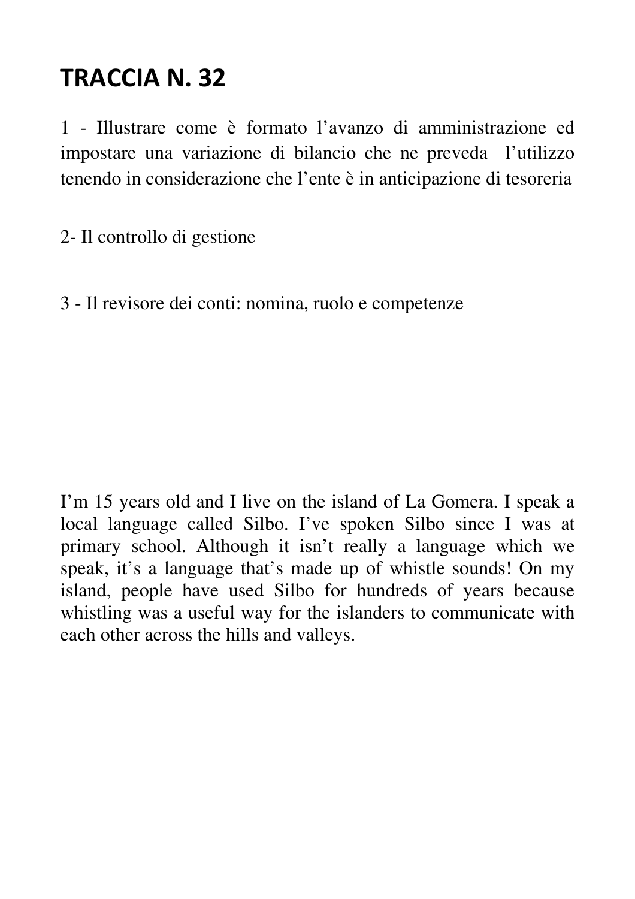# TRACCIA N. 32

1 - Illustrare come è formato l'avanzo di amministrazione ed impostare una variazione di bilancio che ne preveda l'utilizzo tenendo in considerazione che l'ente è in anticipazione di tesoreria

2- Il controllo di gestione

3 - Il revisore dei conti: nomina, ruolo e competenze

I'm 15 years old and I live on the island of La Gomera. I speak a local language called Silbo. I've spoken Silbo since I was at primary school. Although it isn't really a language which we speak, it's a language that's made up of whistle sounds! On my island, people have used Silbo for hundreds of years because whistling was a useful way for the islanders to communicate with each other across the hills and valleys.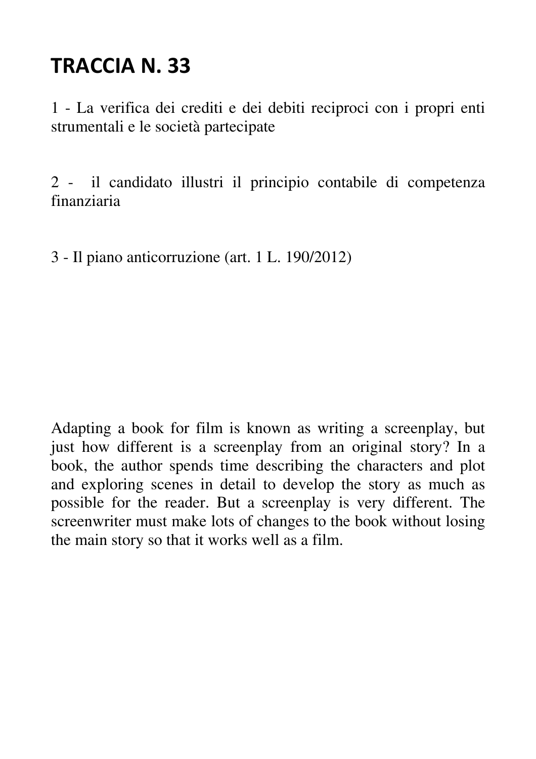# TRACCIA N. 33

1 - La verifica dei crediti e dei debiti reciproci con i propri enti strumentali e le società partecipate

2 - il candidato illustri il principio contabile di competenza finanziaria

3 - Il piano anticorruzione (art. 1 L. 190/2012)

Adapting a book for film is known as writing a screenplay, but just how different is a screenplay from an original story? In a book, the author spends time describing the characters and plot and exploring scenes in detail to develop the story as much as possible for the reader. But a screenplay is very different. The screenwriter must make lots of changes to the book without losing the main story so that it works well as a film.